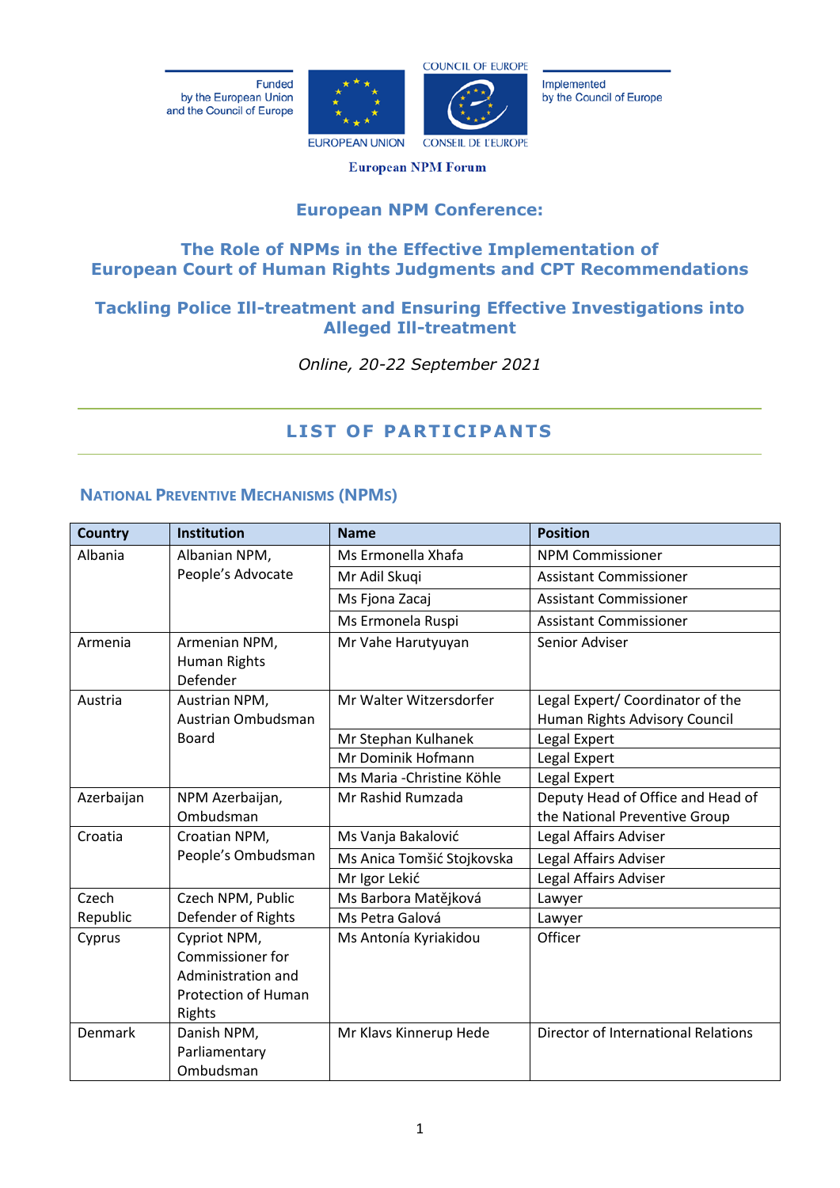Funded by the European Union and the Council of Europe

EUROPEAN UNION

COUNCIL OF EUROPE / CONSEIL DE L'EUROPE

Implemented by the Council of Europe

European NPM Forum

# European NPM Conference:

## The Role of NPMs in the Effective Implementation of European Court of Human Rights Judgments and CPT Recommendations

## Tackling Police Ill-treatment and Ensuring Effective Investigations into Alleged Ill-treatment

*Online, 20-22 September 2021*

## LIST OF PARTICIPANTS

### NATIONAL PREVENTIVE MECHANISMS (NPMs)

| Country | Institution | Name | Position |
|---|---|---|---|
| Albania | Albanian NPM, People's Advocate | Ms Ermonella Xhafa | NPM Commissioner |
| | | Mr Adil Skuqi | Assistant Commissioner |
| | | Ms Fjona Zacaj | Assistant Commissioner |
| | | Ms Ermonela Ruspi | Assistant Commissioner |
| Armenia | Armenian NPM, Human Rights Defender | Mr Vahe Harutyuyan | Senior Adviser |
| Austria | Austrian NPM, Austrian Ombudsman Board | Mr Walter Witzersdorfer | Legal Expert/ Coordinator of the Human Rights Advisory Council |
| | | Mr Stephan Kulhanek | Legal Expert |
| | | Mr Dominik Hofmann | Legal Expert |
| | | Ms Maria -Christine Köhle | Legal Expert |
| Azerbaijan | NPM Azerbaijan, Ombudsman | Mr Rashid Rumzada | Deputy Head of Office and Head of the National Preventive Group |
| Croatia | Croatian NPM, People's Ombudsman | Ms Vanja Bakalović | Legal Affairs Adviser |
| | | Ms Anica Tomšić Stojkovska | Legal Affairs Adviser |
| | | Mr Igor Lekić | Legal Affairs Adviser |
| Czech Republic | Czech NPM, Public Defender of Rights | Ms Barbora Matějková | Lawyer |
| | | Ms Petra Galová | Lawyer |
| Cyprus | Cypriot NPM, Commissioner for Administration and Protection of Human Rights | Ms Antonía Kyriakidou | Officer |
| Denmark | Danish NPM, Parliamentary Ombudsman | Mr Klavs Kinnerup Hede | Director of International Relations |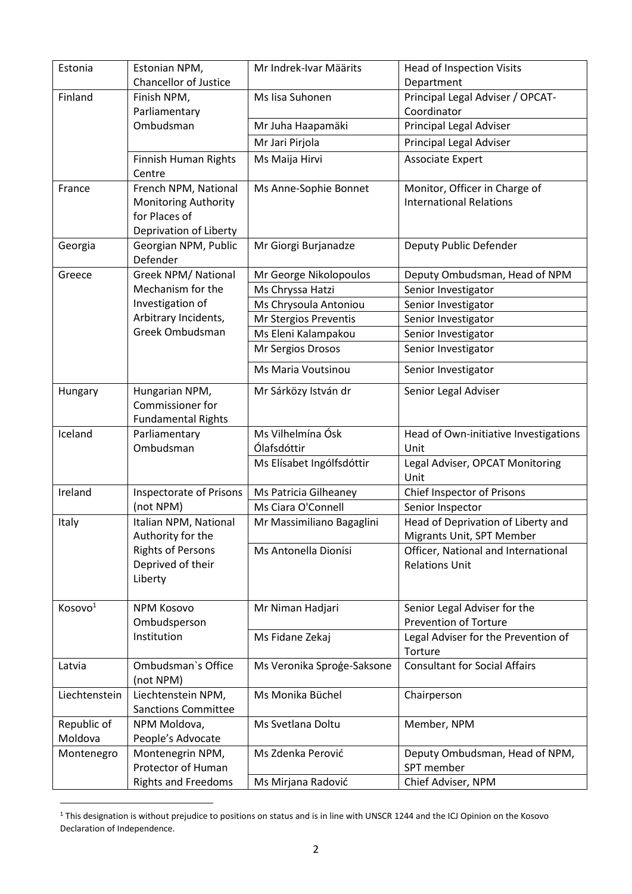| Estonia | Estonian NPM, Chancellor of Justice | Mr Indrek-Ivar Määrits | Head of Inspection Visits Department |
|---|---|---|---|
| Finland | Finish NPM, Parliamentary Ombudsman | Ms Iisa Suhonen | Principal Legal Adviser / OPCAT-Coordinator |
| | | Mr Juha Haapamäki | Principal Legal Adviser |
| | | Mr Jari Pirjola | Principal Legal Adviser |
| | Finnish Human Rights Centre | Ms Maija Hirvi | Associate Expert |
| France | French NPM, National Monitoring Authority for Places of Deprivation of Liberty | Ms Anne-Sophie Bonnet | Monitor, Officer in Charge of International Relations |
| Georgia | Georgian NPM, Public Defender | Mr Giorgi Burjanadze | Deputy Public Defender |
| Greece | Greek NPM/ National Mechanism for the Investigation of Arbitrary Incidents, Greek Ombudsman | Mr George Nikolopoulos | Deputy Ombudsman, Head of NPM |
| | | Ms Chryssa Hatzi | Senior Investigator |
| | | Ms Chrysoula Antoniou | Senior Investigator |
| | | Mr Stergios Preventis | Senior Investigator |
| | | Ms Eleni Kalampakou | Senior Investigator |
| | | Mr Sergios Drosos | Senior Investigator |
| | | Ms Maria Voutsinou | Senior Investigator |
| Hungary | Hungarian NPM, Commissioner for Fundamental Rights | Mr Sárközy István dr | Senior Legal Adviser |
| Iceland | Parliamentary Ombudsman | Ms Vilhelmína Ósk Ólafsdóttir | Head of Own-initiative Investigations Unit |
| | | Ms Elísabet Ingólfsdóttir | Legal Adviser, OPCAT Monitoring Unit |
| Ireland | Inspectorate of Prisons (not NPM) | Ms Patricia Gilheaney | Chief Inspector of Prisons |
| | | Ms Ciara O'Connell | Senior Inspector |
| Italy | Italian NPM, National Authority for the Rights of Persons Deprived of their Liberty | Mr Massimiliano Bagaglini | Head of Deprivation of Liberty and Migrants Unit, SPT Member |
| | | Ms Antonella Dionisi | Officer, National and International Relations Unit |
| Kosovo[1] | NPM Kosovo Ombudsperson Institution | Mr Niman Hadjari | Senior Legal Adviser for the Prevention of Torture |
| | | Ms Fidane Zekaj | Legal Adviser for the Prevention of Torture |
| Latvia | Ombudsman`s Office (not NPM) | Ms Veronika Sproģe-Saksone | Consultant for Social Affairs |
| Liechtenstein | Liechtenstein NPM, Sanctions Committee | Ms Monika Büchel | Chairperson |
| Republic of Moldova | NPM Moldova, People's Advocate | Ms Svetlana Doltu | Member, NPM |
| Montenegro | Montenegrin NPM, Protector of Human Rights and Freedoms | Ms Zdenka Perović | Deputy Ombudsman, Head of NPM, SPT member |
| | | Ms Mirjana Radović | Chief Adviser, NPM |

[1] This designation is without prejudice to positions on status and is in line with UNSCR 1244 and the ICJ Opinion on the Kosovo Declaration of Independence.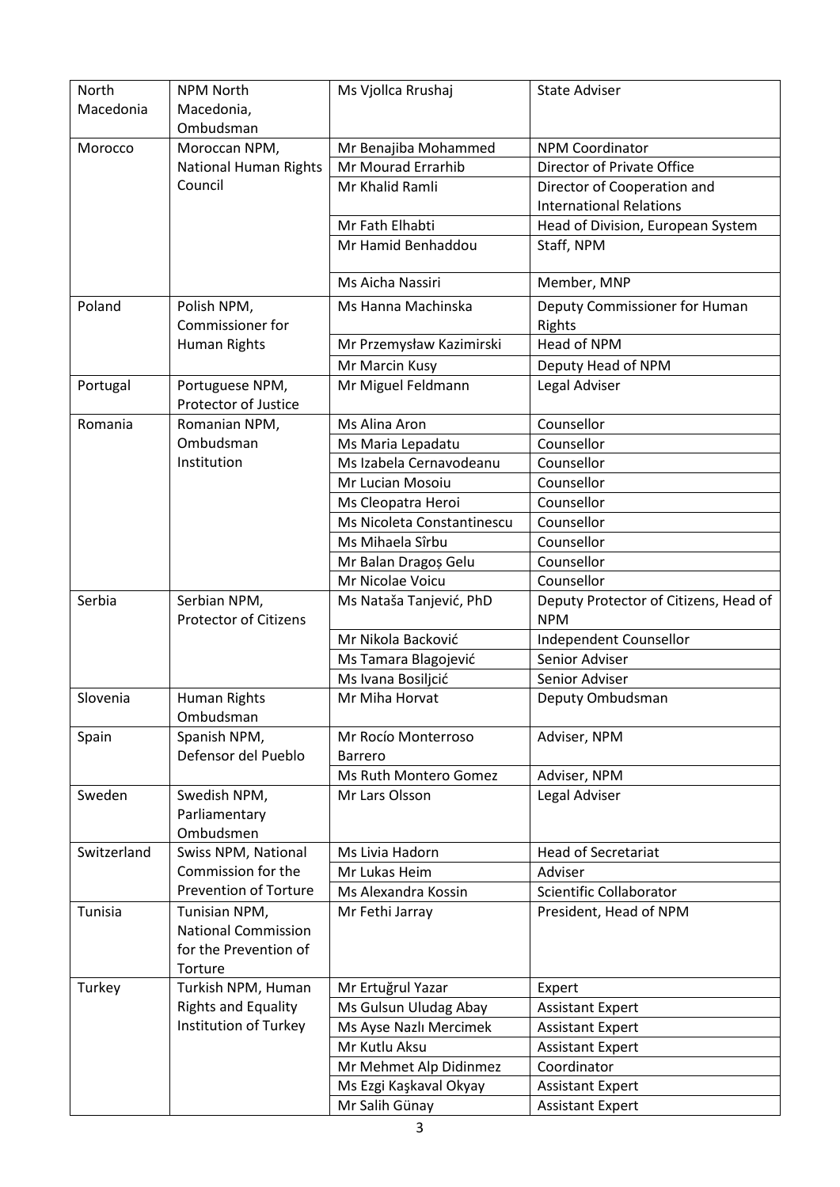| North Macedonia | NPM North Macedonia, Ombudsman | Ms Vjollca Rrushaj | State Adviser |
|---|---|---|---|
| Morocco | Moroccan NPM, National Human Rights Council | Mr Benajiba Mohammed | NPM Coordinator |
| | | Mr Mourad Errarhib | Director of Private Office |
| | | Mr Khalid Ramli | Director of Cooperation and International Relations |
| | | Mr Fath Elhabti | Head of Division, European System |
| | | Mr Hamid Benhaddou | Staff, NPM |
| | | Ms Aicha Nassiri | Member, MNP |
| Poland | Polish NPM, Commissioner for Human Rights | Ms Hanna Machinska | Deputy Commissioner for Human Rights |
| | | Mr Przemysław Kazimirski | Head of NPM |
| | | Mr Marcin Kusy | Deputy Head of NPM |
| Portugal | Portuguese NPM, Protector of Justice | Mr Miguel Feldmann | Legal Adviser |
| Romania | Romanian NPM, Ombudsman Institution | Ms Alina Aron | Counsellor |
| | | Ms Maria Lepadatu | Counsellor |
| | | Ms Izabela Cernavodeanu | Counsellor |
| | | Mr Lucian Mosoiu | Counsellor |
| | | Ms Cleopatra Heroi | Counsellor |
| | | Ms Nicoleta Constantinescu | Counsellor |
| | | Ms Mihaela Sîrbu | Counsellor |
| | | Mr Balan Dragoș Gelu | Counsellor |
| | | Mr Nicolae Voicu | Counsellor |
| Serbia | Serbian NPM, Protector of Citizens | Ms Nataša Tanjević, PhD | Deputy Protector of Citizens, Head of the NPM |
| | | Mr Nikola Backović | Independent Counsellor |
| | | Ms Tamara Blagojević | Senior Adviser |
| | | Ms Ivana Bosiljcić | Senior Adviser |
| Slovenia | Human Rights Ombudsman | Mr Miha Horvat | Deputy Ombudsman |
| Spain | Spanish NPM, Defensor del Pueblo | Mr Rocío Monterroso Barrero | Adviser, NPM |
| | | Ms Ruth Montero Gomez | Adviser, NPM |
| Sweden | Swedish NPM, Parliamentary Ombudsmen | Mr Lars Olsson | Legal Adviser |
| Switzerland | Swiss NPM, National Commission for the Prevention of Torture | Ms Livia Hadorn | Head of Secretariat |
| | | Mr Lukas Heim | Adviser |
| | | Ms Alexandra Kossin | Scientific Collaborator |
| Tunisia | Tunisian NPM, National Commission for the Prevention of Torture | Mr Fethi Jarray | President, Head of NPM |
| Turkey | Turkish NPM, Human Rights and Equality Institution of Turkey | Mr Ertuğrul Yazar | Expert |
| | | Ms Gulsun Uludag Abay | Assistant Expert |
| | | Ms Ayse Nazlı Mercimek | Assistant Expert |
| | | Mr Kutlu Aksu | Assistant Expert |
| | | Mr Mehmet Alp Didinmez | Coordinator |
| | | Ms Ezgi Kaşkaval Okyay | Assistant Expert |
| | | Mr Salih Günay | Assistant Expert |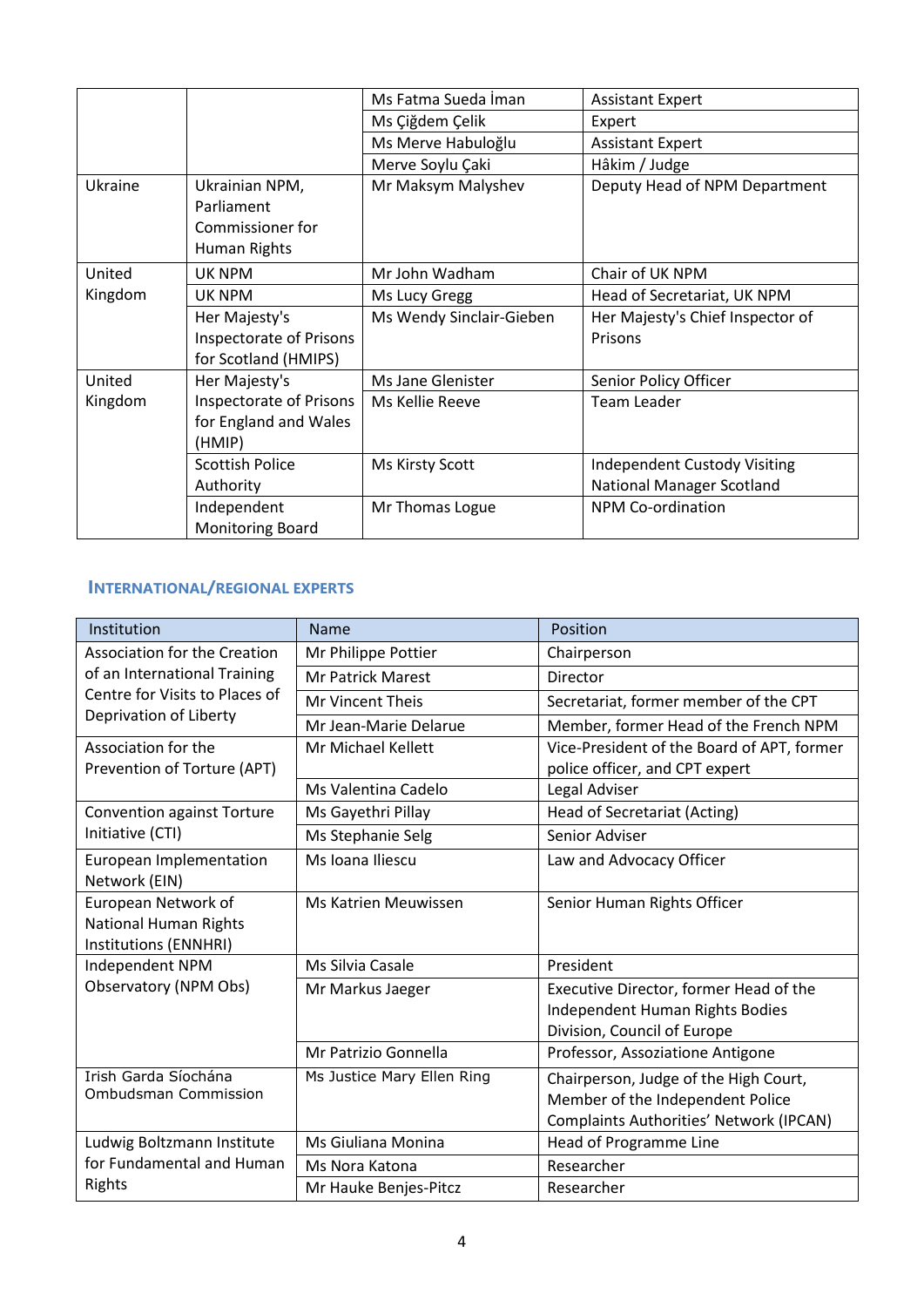| | | | |
|---|---|---|---|
| | | Ms Fatma Sueda İman | Assistant Expert |
| | | Ms Çiğdem Çelik | Expert |
| | | Ms Merve Habuloğlu | Assistant Expert |
| | | Merve Soylu Çaki | Hâkim / Judge |
| Ukraine | Ukrainian NPM, Parliament Commissioner for Human Rights | Mr Maksym Malyshev | Deputy Head of NPM Department |
| United Kingdom | UK NPM | Mr John Wadham | Chair of UK NPM |
| | UK NPM | Ms Lucy Gregg | Head of Secretariat, UK NPM |
| | Her Majesty's Inspectorate of Prisons for Scotland (HMIPS) | Ms Wendy Sinclair-Gieben | Her Majesty's Chief Inspector of Prisons |
| United Kingdom | Her Majesty's Inspectorate of Prisons for England and Wales (HMIP) | Ms Jane Glenister | Senior Policy Officer |
| | | Ms Kellie Reeve | Team Leader |
| | Scottish Police Authority | Ms Kirsty Scott | Independent Custody Visiting National Manager Scotland |
| | Independent Monitoring Board | Mr Thomas Logue | NPM Co-ordination |

## INTERNATIONAL/REGIONAL EXPERTS

| Institution | Name | Position |
|---|---|---|
| Association for the Creation of an International Training Centre for Visits to Places of Deprivation of Liberty | Mr Philippe Pottier | Chairperson |
| | Mr Patrick Marest | Director |
| | Mr Vincent Theis | Secretariat, former member of the CPT |
| | Mr Jean-Marie Delarue | Member, former Head of the French NPM |
| Association for the Prevention of Torture (APT) | Mr Michael Kellett | Vice-President of the Board of APT, former police officer, and CPT expert |
| | Ms Valentina Cadelo | Legal Adviser |
| Convention against Torture Initiative (CTI) | Ms Gayethri Pillay | Head of Secretariat (Acting) |
| | Ms Stephanie Selg | Senior Adviser |
| European Implementation Network (EIN) | Ms Ioana Iliescu | Law and Advocacy Officer |
| European Network of National Human Rights Institutions (ENNHRI) | Ms Katrien Meuwissen | Senior Human Rights Officer |
| Independent NPM Observatory (NPM Obs) | Ms Silvia Casale | President |
| | Mr Markus Jaeger | Executive Director, former Head of the Independent Human Rights Bodies Division, Council of Europe |
| | Mr Patrizio Gonnella | Professor, Assoziatione Antigone |
| Irish Garda Síochána Ombudsman Commission | Ms Justice Mary Ellen Ring | Chairperson, Judge of the High Court, Member of the Independent Police Complaints Authorities' Network (IPCAN) |
| Ludwig Boltzmann Institute for Fundamental and Human Rights | Ms Giuliana Monina | Head of Programme Line |
| | Ms Nora Katona | Researcher |
| | Mr Hauke Benjes-Pitcz | Researcher |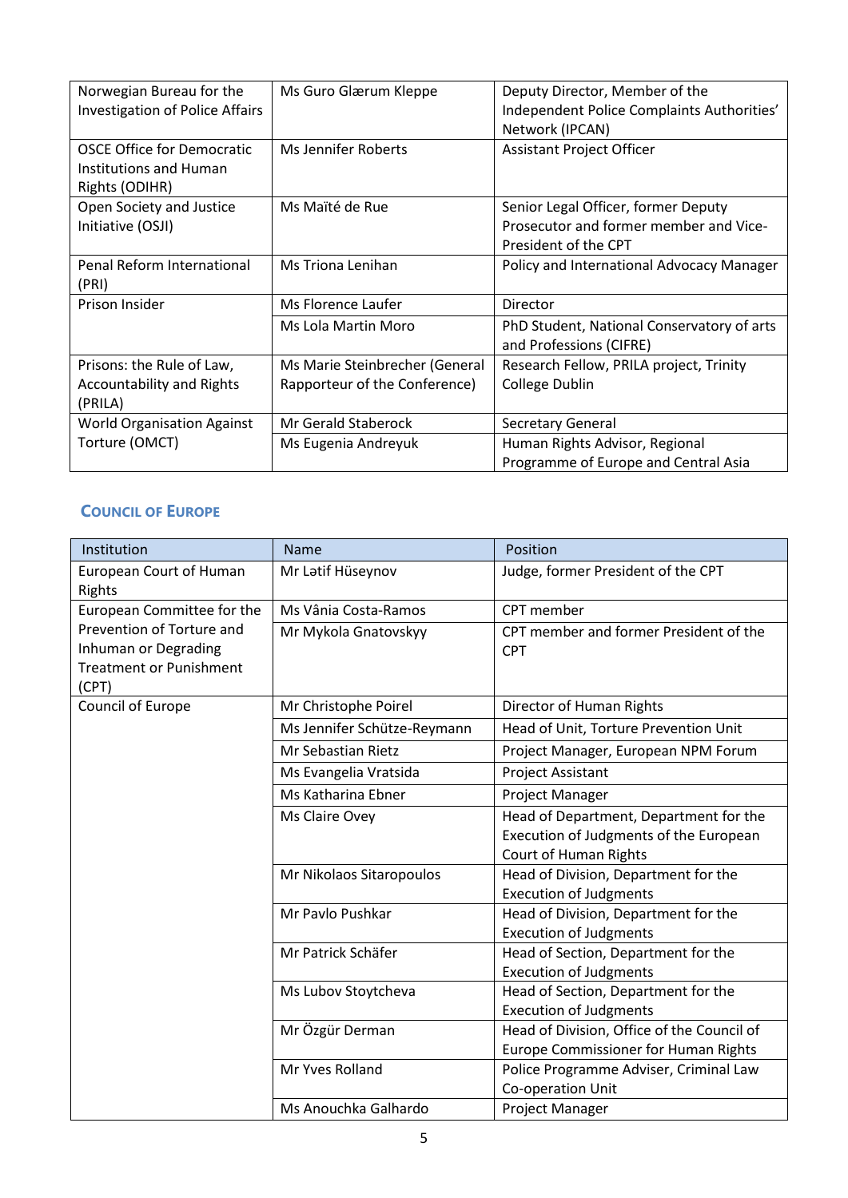| | | |
|---|---|---|
| Norwegian Bureau for the Investigation of Police Affairs | Ms Guro Glærum Kleppe | Deputy Director, Member of the Independent Police Complaints Authorities' Network (IPCAN) |
| OSCE Office for Democratic Institutions and Human Rights (ODIHR) | Ms Jennifer Roberts | Assistant Project Officer |
| Open Society and Justice Initiative (OSJI) | Ms Maïté de Rue | Senior Legal Officer, former Deputy Prosecutor and former member and Vice-President of the CPT |
| Penal Reform International (PRI) | Ms Triona Lenihan | Policy and International Advocacy Manager |
| Prison Insider | Ms Florence Laufer | Director |
| | Ms Lola Martin Moro | PhD Student, National Conservatory of arts and Professions (CIFRE) |
| Prisons: the Rule of Law, Accountability and Rights (PRILA) | Ms Marie Steinbrecher (General Rapporteur of the Conference) | Research Fellow, PRILA project, Trinity College Dublin |
| World Organisation Against Torture (OMCT) | Mr Gerald Staberock | Secretary General |
| | Ms Eugenia Andreyuk | Human Rights Advisor, Regional Programme of Europe and Central Asia |

## Council of Europe

| Institution | Name | Position |
|---|---|---|
| European Court of Human Rights | Mr Latif Hüseynov | Judge, former President of the CPT |
| European Committee for the Prevention of Torture and Inhuman or Degrading Treatment or Punishment (CPT) | Ms Vânia Costa-Ramos | CPT member |
| | Mr Mykola Gnatovskyy | CPT member and former President of the CPT |
| Council of Europe | Mr Christophe Poirel | Director of Human Rights |
| | Ms Jennifer Schütze-Reymann | Head of Unit, Torture Prevention Unit |
| | Mr Sebastian Rietz | Project Manager, European NPM Forum |
| | Ms Evangelia Vratsida | Project Assistant |
| | Ms Katharina Ebner | Project Manager |
| | Ms Claire Ovey | Head of Department, Department for the Execution of Judgments of the European Court of Human Rights |
| | Mr Nikolaos Sitaropoulos | Head of Division, Department for the Execution of Judgments |
| | Mr Pavlo Pushkar | Head of Division, Department for the Execution of Judgments |
| | Mr Patrick Schäfer | Head of Section, Department for the Execution of Judgments |
| | Ms Lubov Stoytcheva | Head of Section, Department for the Execution of Judgments |
| | Mr Özgür Derman | Head of Division, Office of the Council of Europe Commissioner for Human Rights |
| | Mr Yves Rolland | Police Programme Adviser, Criminal Law Co-operation Unit |
| | Ms Anouchka Galhardo | Project Manager |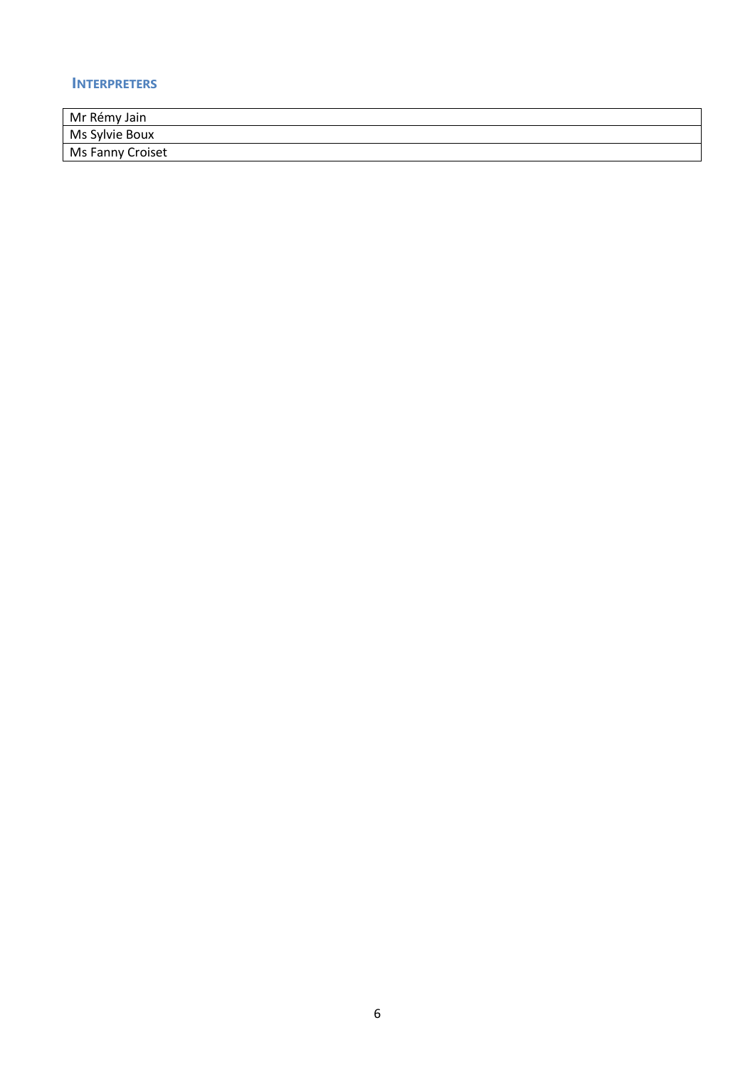## INTERPRETERS

| |
|---|
| Mr Rémy Jain |
| Ms Sylvie Boux |
| Ms Fanny Croiset |